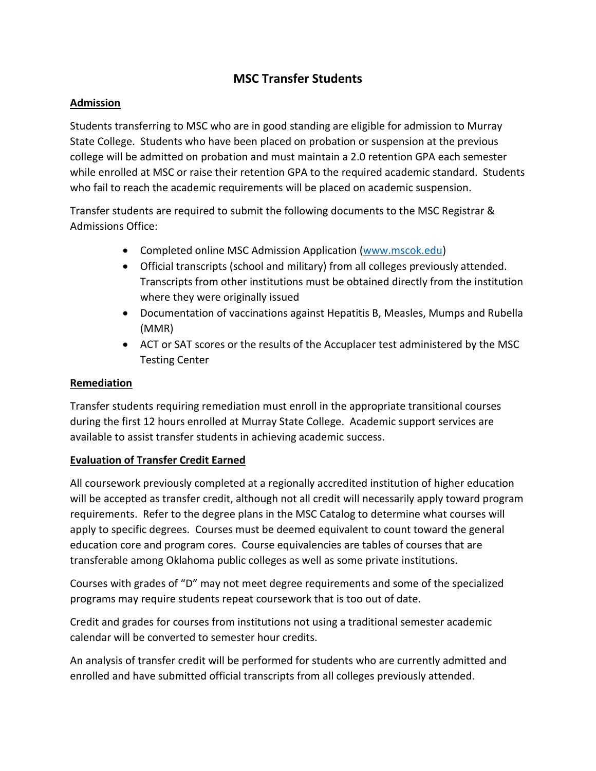# MSC Transfer Students

## Admission

Students transferring to MSC who are in good standing are eligible for admission to Murray State College. Students who have been placed on probation or suspension at the previous college will be admitted on probation and must maintain a 2.0 retention GPA each semester while enrolled at MSC or raise their retention GPA to the required academic standard. Students who fail to reach the academic requirements will be placed on academic suspension.

Transfer students are required to submit the following documents to the MSC Registrar & Admissions Office:

- Completed online MSC Admission Application ([www.mscok.edu](www.mscok.edu))
- Official transcripts (school and military) from all colleges previously attended. Transcripts from other institutions must be obtained directly from the institution where they were originally issued
- Documentation of vaccinations against Hepatitis B, Measles, Mumps and Rubella (MMR)
- ACT or SAT scores or the results of the Accuplacer test administered by the MSC Testing Center

## Remediation

Transfer students requiring remediation must enroll in the appropriate transitional courses during the first 12 hours enrolled at Murray State College. Academic support services are available to assist transfer students in achieving academic success.

## Evaluation of Transfer Credit Earned

All coursework previously completed at a regionally accredited institution of higher education will be accepted as transfer credit, although not all credit will necessarily apply toward program requirements. Refer to the degree plans in the MSC Catalog to determine what courses will apply to specific degrees. Courses must be deemed equivalent to count toward the general education core and program cores. Course equivalencies are tables of courses that are transferable among Oklahoma public colleges as well as some private institutions.

Courses with grades of "D" may not meet degree requirements and some of the specialized programs may require students repeat coursework that is too out of date.

Credit and grades for courses from institutions not using a traditional semester academic calendar will be converted to semester hour credits.

An analysis of transfer credit will be performed for students who are currently admitted and enrolled and have submitted official transcripts from all colleges previously attended.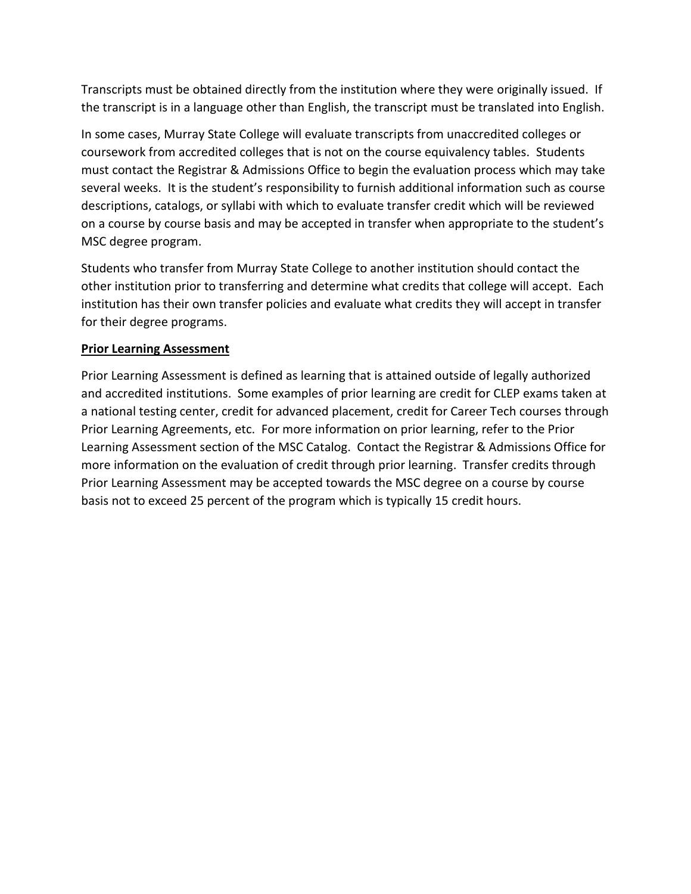Transcripts must be obtained directly from the institution where they were originally issued. If the transcript is in a language other than English, the transcript must be translated into English.

In some cases, Murray State College will evaluate transcripts from unaccredited colleges or coursework from accredited colleges that is not on the course equivalency tables. Students must contact the Registrar & Admissions Office to begin the evaluation process which may take several weeks. It is the student's responsibility to furnish additional information such as course descriptions, catalogs, or syllabi with which to evaluate transfer credit which will be reviewed on a course by course basis and may be accepted in transfer when appropriate to the student's MSC degree program.

Students who transfer from Murray State College to another institution should contact the other institution prior to transferring and determine what credits that college will accept. Each institution has their own transfer policies and evaluate what credits they will accept in transfer for their degree programs.

**Prior Learning Assessment**

Prior Learning Assessment is defined as learning that is attained outside of legally authorized and accredited institutions. Some examples of prior learning are credit for CLEP exams taken at a national testing center, credit for advanced placement, credit for Career Tech courses through Prior Learning Agreements, etc. For more information on prior learning, refer to the Prior Learning Assessment section of the MSC Catalog. Contact the Registrar & Admissions Office for more information on the evaluation of credit through prior learning. Transfer credits through Prior Learning Assessment may be accepted towards the MSC degree on a course by course basis not to exceed 25 percent of the program which is typically 15 credit hours.